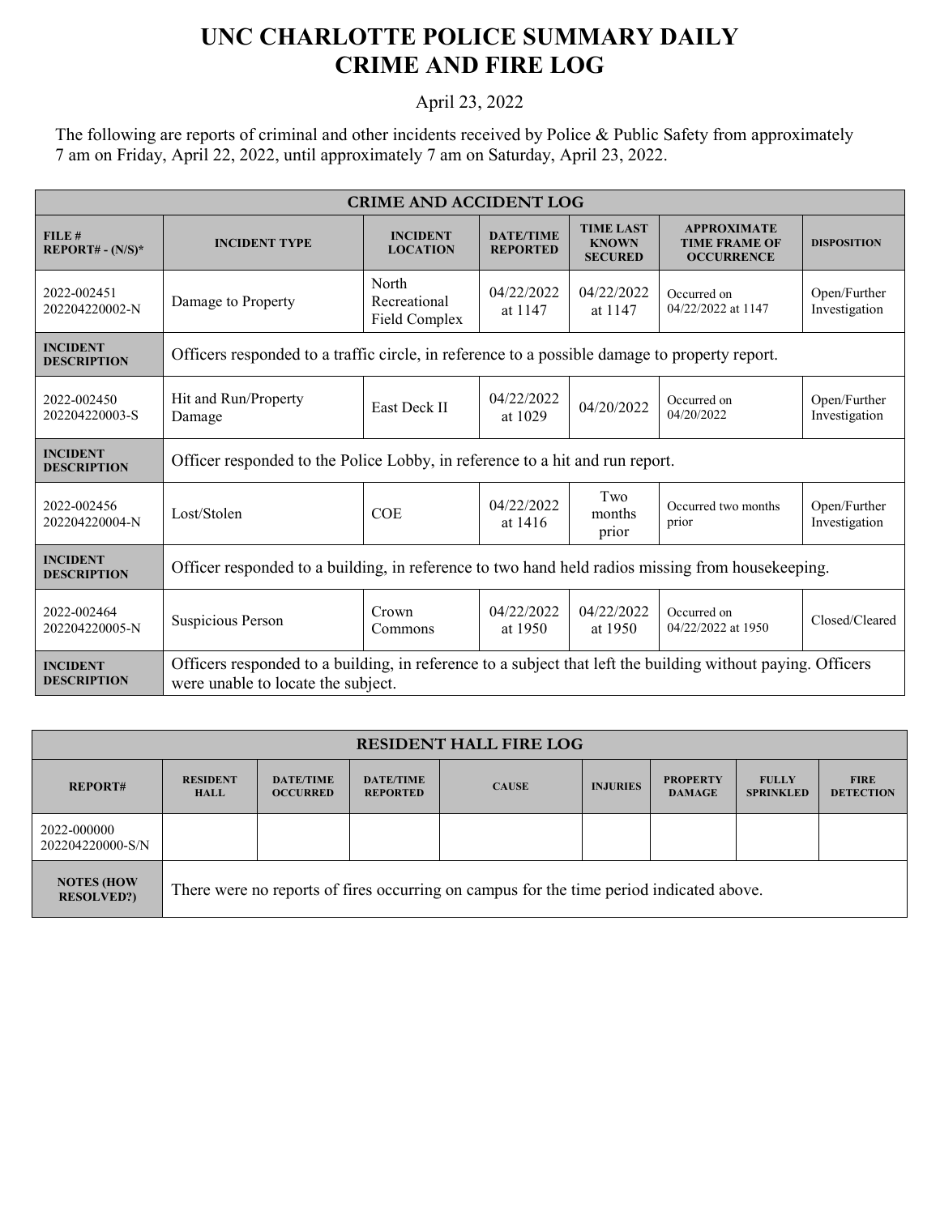# UNC CHARLOTTE POLICE SUMMARY DAILY CRIME AND FIRE LOG

April 23, 2022

The following are reports of criminal and other incidents received by Police & Public Safety from approximately 7 am on Friday, April 22, 2022, until approximately 7 am on Saturday, April 23, 2022.

| CRIME AND ACCIDENT LOG | | | | | | |
|---|---|---|---|---|---|---|
| FILE # REPORT# - (N/S)* | INCIDENT TYPE | INCIDENT LOCATION | DATE/TIME REPORTED | TIME LAST KNOWN SECURED | APPROXIMATE TIME FRAME OF OCCURRENCE | DISPOSITION |
| 2022-002451 202204220002-N | Damage to Property | North Recreational Field Complex | 04/22/2022 at 1147 | 04/22/2022 at 1147 | Occurred on 04/22/2022 at 1147 | Open/Further Investigation |
| INCIDENT DESCRIPTION | Officers responded to a traffic circle, in reference to a possible damage to property report. | | | | | |
| 2022-002450 202204220003-S | Hit and Run/Property Damage | East Deck II | 04/22/2022 at 1029 | 04/20/2022 | Occurred on 04/20/2022 | Open/Further Investigation |
| INCIDENT DESCRIPTION | Officer responded to the Police Lobby, in reference to a hit and run report. | | | | | |
| 2022-002456 202204220004-N | Lost/Stolen | COE | 04/22/2022 at 1416 | Two months prior | Occurred two months prior | Open/Further Investigation |
| INCIDENT DESCRIPTION | Officer responded to a building, in reference to two hand held radios missing from housekeeping. | | | | | |
| 2022-002464 202204220005-N | Suspicious Person | Crown Commons | 04/22/2022 at 1950 | 04/22/2022 at 1950 | Occurred on 04/22/2022 at 1950 | Closed/Cleared |
| INCIDENT DESCRIPTION | Officers responded to a building, in reference to a subject that left the building without paying. Officers were unable to locate the subject. | | | | | |

| RESIDENT HALL FIRE LOG | | | | | | | | |
|---|---|---|---|---|---|---|---|---|
| REPORT# | RESIDENT HALL | DATE/TIME OCCURRED | DATE/TIME REPORTED | CAUSE | INJURIES | PROPERTY DAMAGE | FULLY SPRINKLED | FIRE DETECTION |
| 2022-000000 202204220000-S/N | | | | | | | | |
| NOTES (HOW RESOLVED?) | There were no reports of fires occurring on campus for the time period indicated above. | | | | | | | |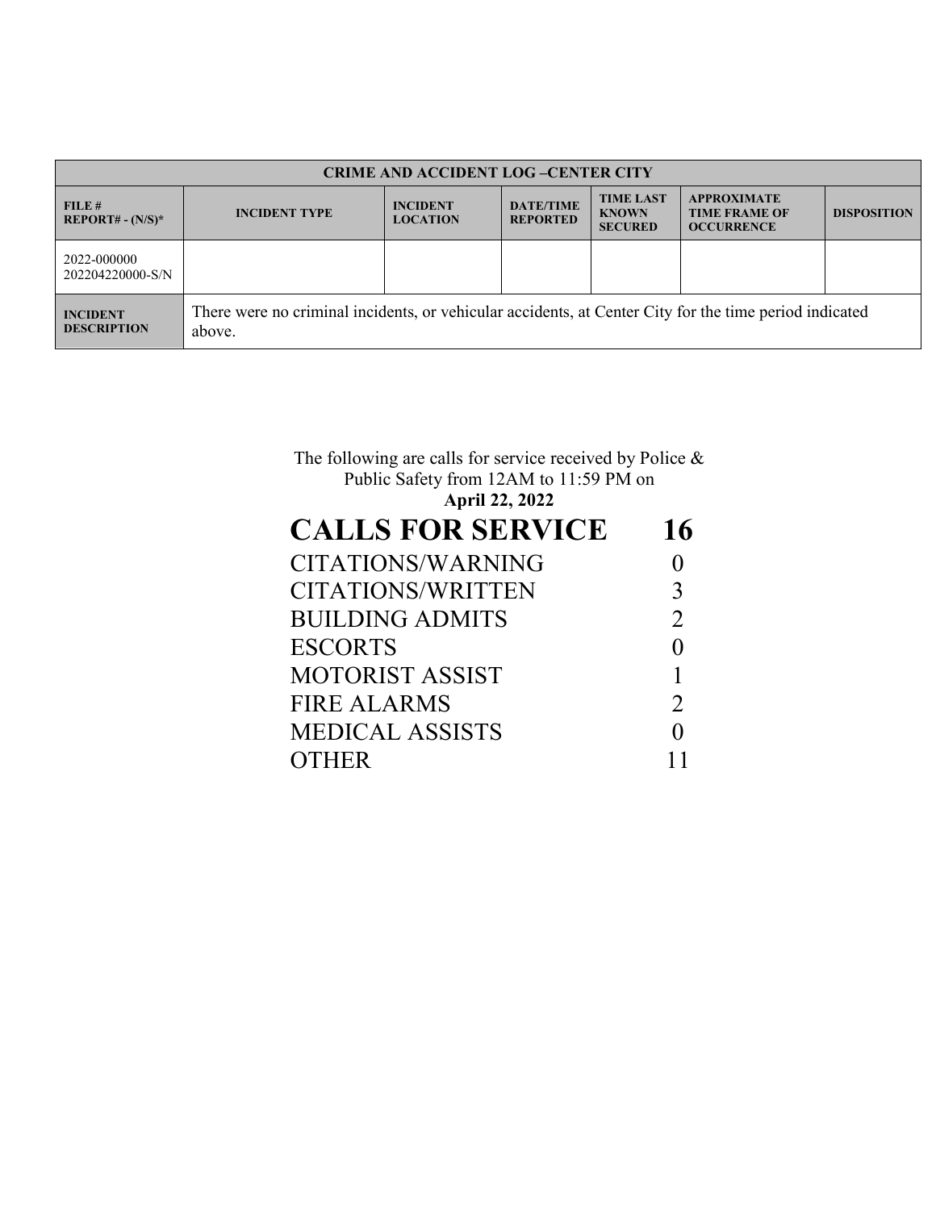| CRIME AND ACCIDENT LOG –CENTER CITY | | | | | | |
|---|---|---|---|---|---|---|
| **FILE # REPORT# - (N/S)*** | **INCIDENT TYPE** | **INCIDENT LOCATION** | **DATE/TIME REPORTED** | **TIME LAST KNOWN SECURED** | **APPROXIMATE TIME FRAME OF OCCURRENCE** | **DISPOSITION** |
| 2022-000000 202204220000-S/N | | | | | | |
| **INCIDENT DESCRIPTION** | There were no criminal incidents, or vehicular accidents, at Center City for the time period indicated above. | | | | | |

The following are calls for service received by Police & Public Safety from 12AM to 11:59 PM on
**April 22, 2022**

| | |
|---|---|
| **CALLS FOR SERVICE** | **16** |
| CITATIONS/WARNING | 0 |
| CITATIONS/WRITTEN | 3 |
| BUILDING ADMITS | 2 |
| ESCORTS | 0 |
| MOTORIST ASSIST | 1 |
| FIRE ALARMS | 2 |
| MEDICAL ASSISTS | 0 |
| OTHER | 11 |